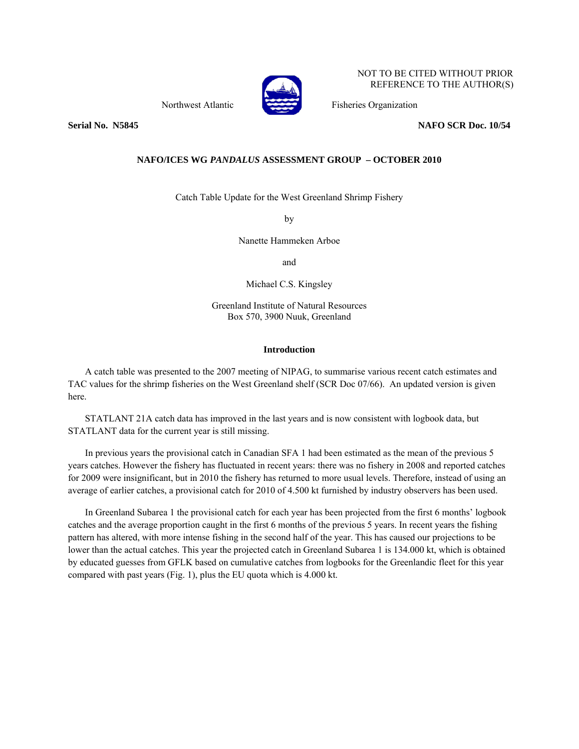NOT TO BE CITED WITHOUT PRIOR REFERENCE TO THE AUTHOR(S)

Northwest Atlantic Fisheries Organization

**Serial No. N5845** **NAFO SCR Doc. 10/54**

**NAFO/ICES WG *PANDALUS* ASSESSMENT GROUP – OCTOBER 2010**

Catch Table Update for the West Greenland Shrimp Fishery

by

Nanette Hammeken Arboe

and

Michael C.S. Kingsley

Greenland Institute of Natural Resources
Box 570, 3900 Nuuk, Greenland

### Introduction

A catch table was presented to the 2007 meeting of NIPAG, to summarise various recent catch estimates and TAC values for the shrimp fisheries on the West Greenland shelf (SCR Doc 07/66). An updated version is given here.

STATLANT 21A catch data has improved in the last years and is now consistent with logbook data, but STATLANT data for the current year is still missing.

In previous years the provisional catch in Canadian SFA 1 had been estimated as the mean of the previous 5 years catches. However the fishery has fluctuated in recent years: there was no fishery in 2008 and reported catches for 2009 were insignificant, but in 2010 the fishery has returned to more usual levels. Therefore, instead of using an average of earlier catches, a provisional catch for 2010 of 4.500 kt furnished by industry observers has been used.

In Greenland Subarea 1 the provisional catch for each year has been projected from the first 6 months' logbook catches and the average proportion caught in the first 6 months of the previous 5 years. In recent years the fishing pattern has altered, with more intense fishing in the second half of the year. This has caused our projections to be lower than the actual catches. This year the projected catch in Greenland Subarea 1 is 134.000 kt, which is obtained by educated guesses from GFLK based on cumulative catches from logbooks for the Greenlandic fleet for this year compared with past years (Fig. 1), plus the EU quota which is 4.000 kt.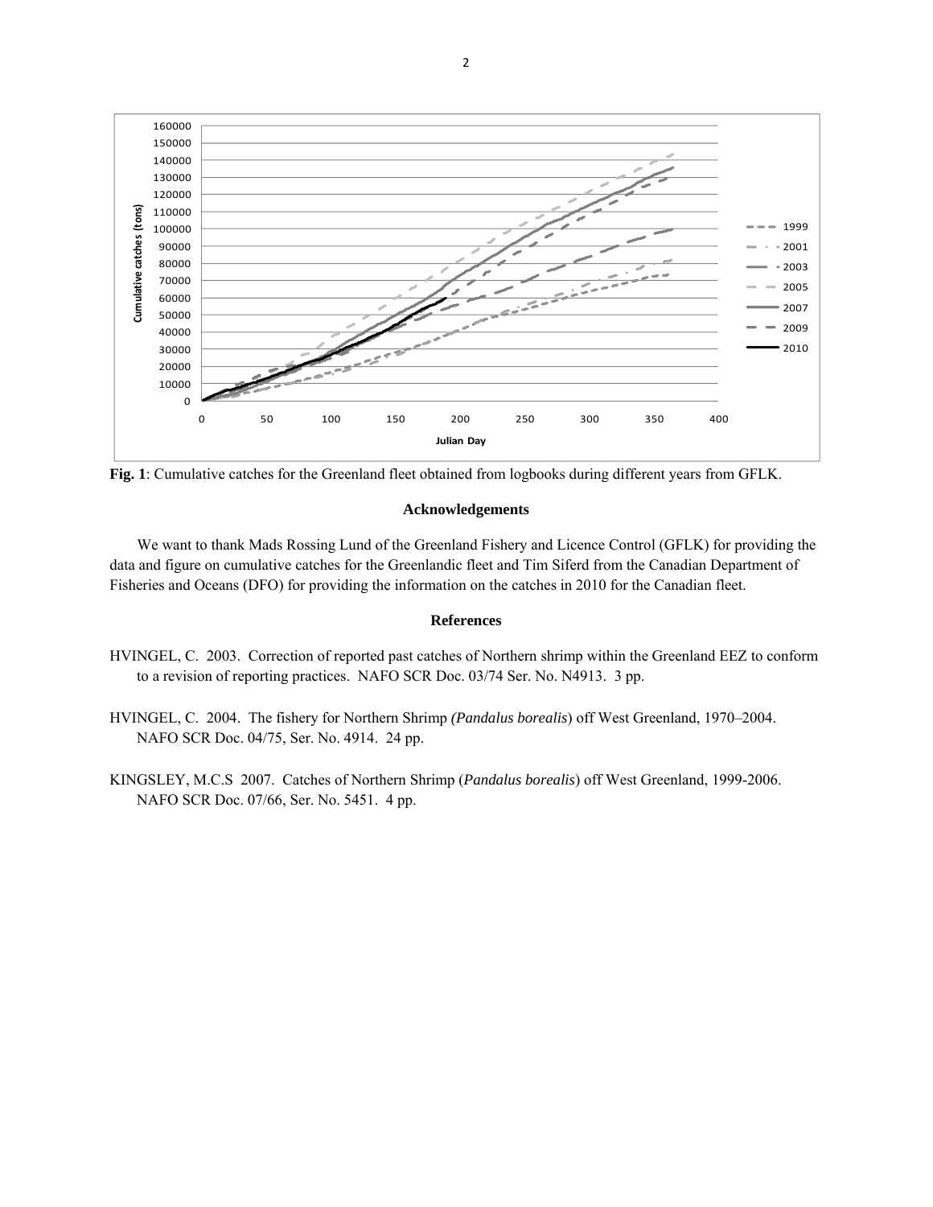**Fig. 1**: Cumulative catches for the Greenland fleet obtained from logbooks during different years from GFLK.

## Acknowledgements

We want to thank Mads Rossing Lund of the Greenland Fishery and Licence Control (GFLK) for providing the data and figure on cumulative catches for the Greenlandic fleet and Tim Siferd from the Canadian Department of Fisheries and Oceans (DFO) for providing the information on the catches in 2010 for the Canadian fleet.

## References

HVINGEL, C. 2003. Correction of reported past catches of Northern shrimp within the Greenland EEZ to conform to a revision of reporting practices. NAFO SCR Doc. 03/74 Ser. No. N4913. 3 pp.

HVINGEL, C. 2004. The fishery for Northern Shrimp *(Pandalus borealis*) off West Greenland, 1970–2004. NAFO SCR Doc. 04/75, Ser. No. 4914. 24 pp.

KINGSLEY, M.C.S 2007. Catches of Northern Shrimp (*Pandalus borealis*) off West Greenland, 1999-2006. NAFO SCR Doc. 07/66, Ser. No. 5451. 4 pp.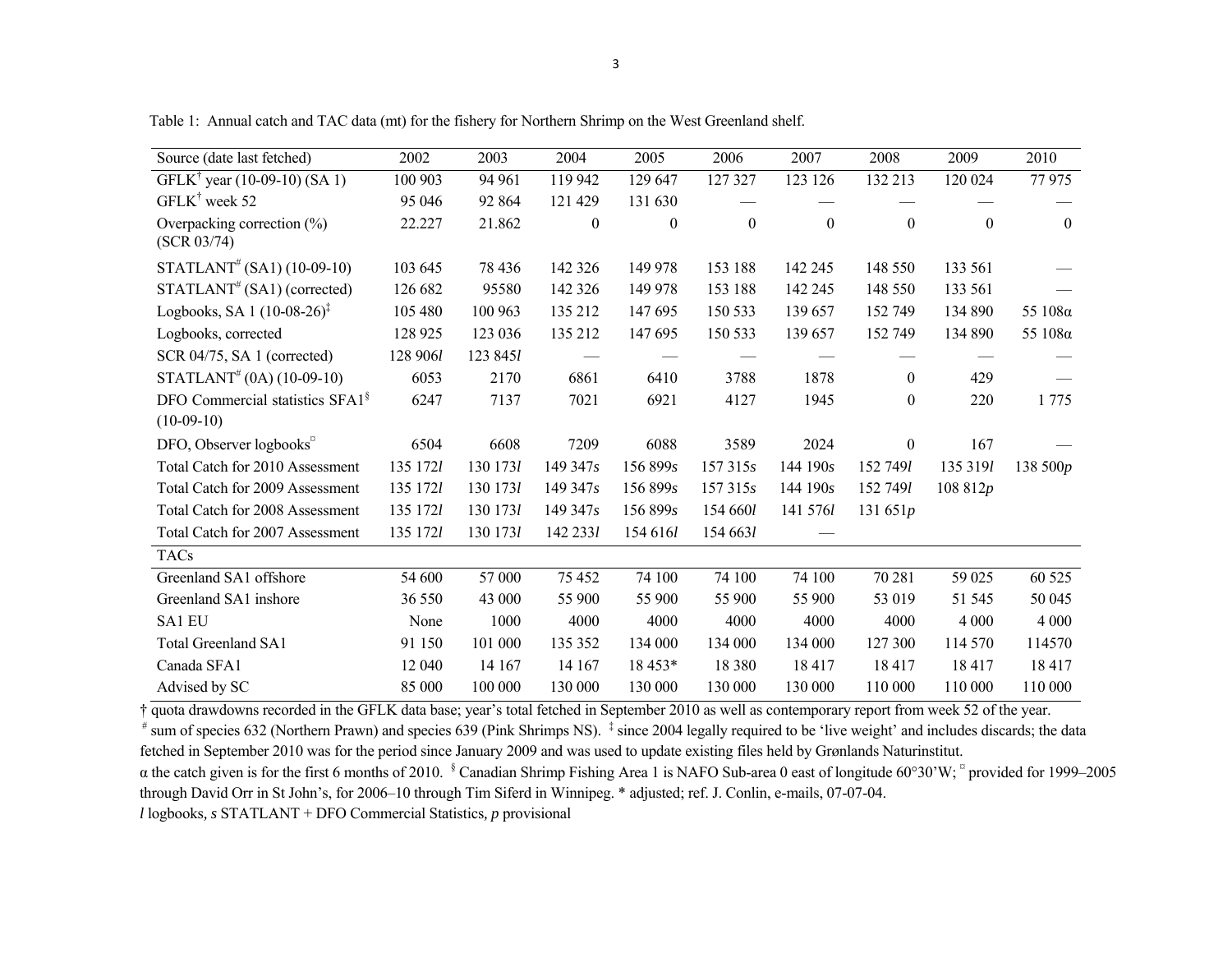Table 1: Annual catch and TAC data (mt) for the fishery for Northern Shrimp on the West Greenland shelf.

| Source (date last fetched) | 2002 | 2003 | 2004 | 2005 | 2006 | 2007 | 2008 | 2009 | 2010 |
|---|---|---|---|---|---|---|---|---|---|
| GFLK† year (10-09-10) (SA 1) | 100 903 | 94 961 | 119 942 | 129 647 | 127 327 | 123 126 | 132 213 | 120 024 | 77 975 |
| GFLK† week 52 | 95 046 | 92 864 | 121 429 | 131 630 | — | — | — | — | — |
| Overpacking correction (%) (SCR 03/74) | 22.227 | 21.862 | 0 | 0 | 0 | 0 | 0 | 0 | 0 |
| STATLANT# (SA1) (10-09-10) | 103 645 | 78 436 | 142 326 | 149 978 | 153 188 | 142 245 | 148 550 | 133 561 | — |
| STATLANT# (SA1) (corrected) | 126 682 | 95580 | 142 326 | 149 978 | 153 188 | 142 245 | 148 550 | 133 561 | — |
| Logbooks, SA 1 (10-08-26)‡ | 105 480 | 100 963 | 135 212 | 147 695 | 150 533 | 139 657 | 152 749 | 134 890 | 55 108α |
| Logbooks, corrected | 128 925 | 123 036 | 135 212 | 147 695 | 150 533 | 139 657 | 152 749 | 134 890 | 55 108α |
| SCR 04/75, SA 1 (corrected) | 128 906*l* | 123 845*l* | — | — | — | — | — | — | — |
| STATLANT# (0A) (10-09-10) | 6053 | 2170 | 6861 | 6410 | 3788 | 1878 | 0 | 429 | — |
| DFO Commercial statistics SFA1§ (10-09-10) | 6247 | 7137 | 7021 | 6921 | 4127 | 1945 | 0 | 220 | 1 775 |
| DFO, Observer logbooks¤ | 6504 | 6608 | 7209 | 6088 | 3589 | 2024 | 0 | 167 | — |
| Total Catch for 2010 Assessment | 135 172*l* | 130 173*l* | 149 347*s* | 156 899*s* | 157 315*s* | 144 190*s* | 152 749*l* | 135 319*l* | 138 500*p* |
| Total Catch for 2009 Assessment | 135 172*l* | 130 173*l* | 149 347*s* | 156 899*s* | 157 315*s* | 144 190*s* | 152 749*l* | 108 812*p* | |
| Total Catch for 2008 Assessment | 135 172*l* | 130 173*l* | 149 347*s* | 156 899*s* | 154 660*l* | 141 576*l* | 131 651*p* | | |
| Total Catch for 2007 Assessment | 135 172*l* | 130 173*l* | 142 233*l* | 154 616*l* | 154 663*l* | — | | | |
| TACs | | | | | | | | | |
| Greenland SA1 offshore | 54 600 | 57 000 | 75 452 | 74 100 | 74 100 | 74 100 | 70 281 | 59 025 | 60 525 |
| Greenland SA1 inshore | 36 550 | 43 000 | 55 900 | 55 900 | 55 900 | 55 900 | 53 019 | 51 545 | 50 045 |
| SA1 EU | None | 1000 | 4000 | 4000 | 4000 | 4000 | 4000 | 4 000 | 4 000 |
| Total Greenland SA1 | 91 150 | 101 000 | 135 352 | 134 000 | 134 000 | 134 000 | 127 300 | 114 570 | 114570 |
| Canada SFA1 | 12 040 | 14 167 | 14 167 | 18 453* | 18 380 | 18 417 | 18 417 | 18 417 | 18 417 |
| Advised by SC | 85 000 | 100 000 | 130 000 | 130 000 | 130 000 | 130 000 | 110 000 | 110 000 | 110 000 |

† quota drawdowns recorded in the GFLK data base; year's total fetched in September 2010 as well as contemporary report from week 52 of the year.
# sum of species 632 (Northern Prawn) and species 639 (Pink Shrimps NS). ‡ since 2004 legally required to be 'live weight' and includes discards; the data fetched in September 2010 was for the period since January 2009 and was used to update existing files held by Grønlands Naturinstitut.
α the catch given is for the first 6 months of 2010. § Canadian Shrimp Fishing Area 1 is NAFO Sub-area 0 east of longitude 60°30'W; ¤ provided for 1999–2005 through David Orr in St John's, for 2006–10 through Tim Siferd in Winnipeg. * adjusted; ref. J. Conlin, e-mails, 07-07-04.
*l* logbooks, *s* STATLANT + DFO Commercial Statistics, *p* provisional